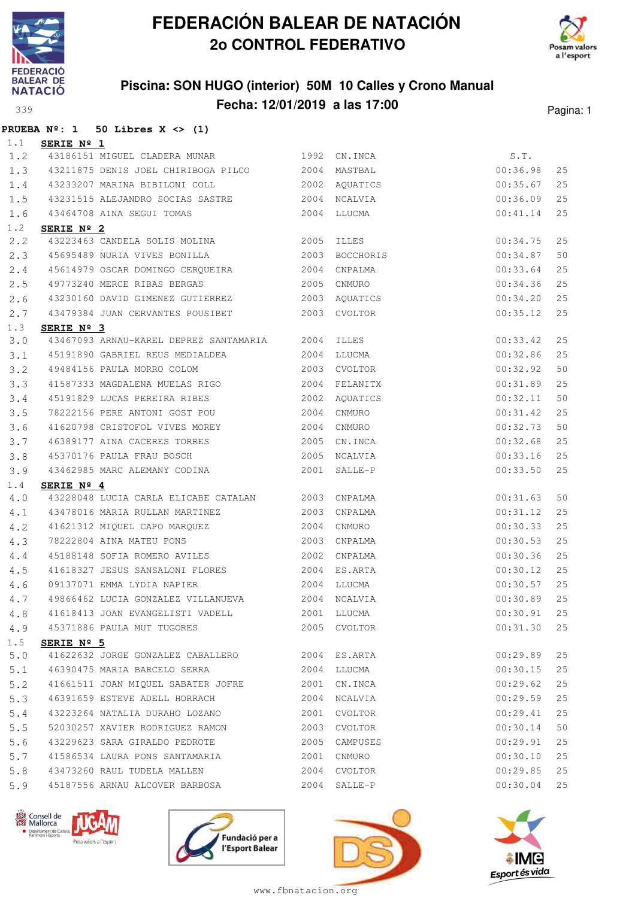# FEDERACIÓN BALEAR DE NATACIÓN
## 2o CONTROL FEDERATIVO

### Piscina: SON HUGO (interior) 50M 10 Calles y Crono Manual
### Fecha: 12/01/2019 a las 17:00

339

**PRUEBA Nº: 1 50 Libres X <> (1)**

1.1 **SERIE Nº 1**

| | | | | | | |
|---|---|---|---|---|---|---|
| 1.2 | 43186151 MIGUEL CLADERA MUNAR | 1992 | CN.INCA | S.T. | |
| 1.3 | 43211875 DENIS JOEL CHIRIBOGA PILCO | 2004 | MASTBAL | 00:36.98 | 25 |
| 1.4 | 43233207 MARINA BIBILONI COLL | 2002 | AQUATICS | 00:35.67 | 25 |
| 1.5 | 43231515 ALEJANDRO SOCIAS SASTRE | 2004 | NCALVIA | 00:36.09 | 25 |
| 1.6 | 43464708 AINA SEGUI TOMAS | 2004 | LLUCMA | 00:41.14 | 25 |

1.2 **SERIE Nº 2**

| | | | | | |
|---|---|---|---|---|---|
| 2.2 | 43223463 CANDELA SOLIS MOLINA | 2005 | ILLES | 00:34.75 | 25 |
| 2.3 | 45695489 NURIA VIVES BONILLA | 2003 | BOCCHORIS | 00:34.87 | 50 |
| 2.4 | 45614979 OSCAR DOMINGO CERQUEIRA | 2004 | CNPALMA | 00:33.64 | 25 |
| 2.5 | 49773240 MERCE RIBAS BERGAS | 2005 | CNMURO | 00:34.36 | 25 |
| 2.6 | 43230160 DAVID GIMENEZ GUTIERREZ | 2003 | AQUATICS | 00:34.20 | 25 |
| 2.7 | 43479384 JUAN CERVANTES POUSIBET | 2003 | CVOLTOR | 00:35.12 | 25 |

1.3 **SERIE Nº 3**

| | | | | | |
|---|---|---|---|---|---|
| 3.0 | 43467093 ARNAU-KAREL DEPREZ SANTAMARIA | 2004 | ILLES | 00:33.42 | 25 |
| 3.1 | 45191890 GABRIEL REUS MEDIALDEA | 2004 | LLUCMA | 00:32.86 | 25 |
| 3.2 | 49484156 PAULA MORRO COLOM | 2003 | CVOLTOR | 00:32.92 | 50 |
| 3.3 | 41587333 MAGDALENA MUELAS RIGO | 2004 | FELANITX | 00:31.89 | 25 |
| 3.4 | 45191829 LUCAS PEREIRA RIBES | 2002 | AQUATICS | 00:32.11 | 50 |
| 3.5 | 78222156 PERE ANTONI GOST POU | 2004 | CNMURO | 00:31.42 | 25 |
| 3.6 | 41620798 CRISTOFOL VIVES MOREY | 2004 | CNMURO | 00:32.73 | 50 |
| 3.7 | 46389177 AINA CACERES TORRES | 2005 | CN.INCA | 00:32.68 | 25 |
| 3.8 | 45370176 PAULA FRAU BOSCH | 2005 | NCALVIA | 00:33.16 | 25 |
| 3.9 | 43462985 MARC ALEMANY CODINA | 2001 | SALLE-P | 00:33.50 | 25 |

1.4 **SERIE Nº 4**

| | | | | | |
|---|---|---|---|---|---|
| 4.0 | 43228048 LUCIA CARLA ELICABE CATALAN | 2003 | CNPALMA | 00:31.63 | 50 |
| 4.1 | 43478016 MARIA RULLAN MARTINEZ | 2003 | CNPALMA | 00:31.12 | 25 |
| 4.2 | 41621312 MIQUEL CAPO MARQUEZ | 2004 | CNMURO | 00:30.33 | 25 |
| 4.3 | 78222804 AINA MATEU PONS | 2003 | CNPALMA | 00:30.53 | 25 |
| 4.4 | 45188148 SOFIA ROMERO AVILES | 2002 | CNPALMA | 00:30.36 | 25 |
| 4.5 | 41618327 JESUS SANSALONI FLORES | 2004 | ES.ARTA | 00:30.12 | 25 |
| 4.6 | 09137071 EMMA LYDIA NAPIER | 2004 | LLUCMA | 00:30.57 | 25 |
| 4.7 | 49866462 LUCIA GONZALEZ VILLANUEVA | 2004 | NCALVIA | 00:30.89 | 25 |
| 4.8 | 41618413 JOAN EVANGELISTI VADELL | 2001 | LLUCMA | 00:30.91 | 25 |
| 4.9 | 45371886 PAULA MUT TUGORES | 2005 | CVOLTOR | 00:31.30 | 25 |

1.5 **SERIE Nº 5**

| | | | | | |
|---|---|---|---|---|---|
| 5.0 | 41622632 JORGE GONZALEZ CABALLERO | 2004 | ES.ARTA | 00:29.89 | 25 |
| 5.1 | 46390475 MARIA BARCELO SERRA | 2004 | LLUCMA | 00:30.15 | 25 |
| 5.2 | 41661511 JOAN MIQUEL SABATER JOFRE | 2001 | CN.INCA | 00:29.62 | 25 |
| 5.3 | 46391659 ESTEVE ADELL HORRACH | 2004 | NCALVIA | 00:29.59 | 25 |
| 5.4 | 43223264 NATALIA DURAHO LOZANO | 2001 | CVOLTOR | 00:29.41 | 25 |
| 5.5 | 52030257 XAVIER RODRIGUEZ RAMON | 2003 | CVOLTOR | 00:30.14 | 50 |
| 5.6 | 43229623 SARA GIRALDO PEDROTE | 2005 | CAMPUSES | 00:29.91 | 25 |
| 5.7 | 41586534 LAURA PONS SANTAMARIA | 2001 | CNMURO | 00:30.10 | 25 |
| 5.8 | 43473260 RAUL TUDELA MALLEN | 2004 | CVOLTOR | 00:29.85 | 25 |
| 5.9 | 45187556 ARNAU ALCOVER BARBOSA | 2004 | SALLE-P | 00:30.04 | 25 |

www.fbnatacion.org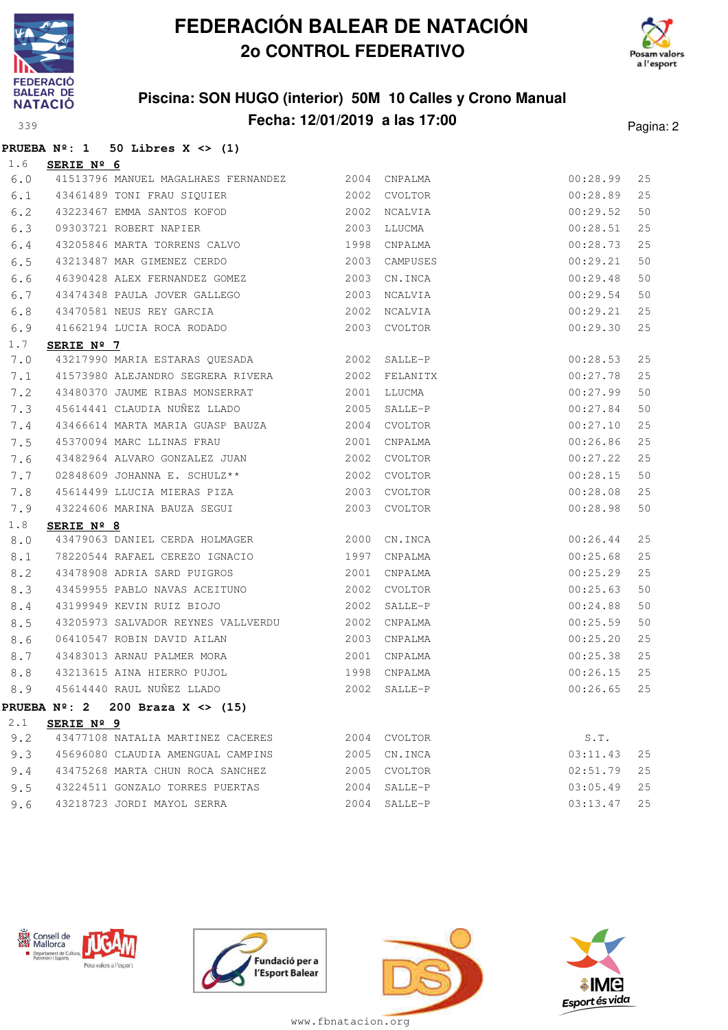# FEDERACIÓN BALEAR DE NATACIÓN
## 2o CONTROL FEDERATIVO

### Piscina: SON HUGO (interior) 50M 10 Calles y Crono Manual
### Fecha: 12/01/2019 a las 17:00

**PRUEBA Nº: 1 50 Libres X <> (1)**

1.6 **SERIE Nº 6**

| | | | | | | |
|---|---|---|---|---|---|---|
| 6.0 | 41513796 | MANUEL MAGALHAES FERNANDEZ | 2004 | CNPALMA | 00:28.99 | 25 |
| 6.1 | 43461489 | TONI FRAU SIQUIER | 2002 | CVOLTOR | 00:28.89 | 25 |
| 6.2 | 43223467 | EMMA SANTOS KOFOD | 2002 | NCALVIA | 00:29.52 | 50 |
| 6.3 | 09303721 | ROBERT NAPIER | 2003 | LLUCMA | 00:28.51 | 25 |
| 6.4 | 43205846 | MARTA TORRENS CALVO | 1998 | CNPALMA | 00:28.73 | 25 |
| 6.5 | 43213487 | MAR GIMENEZ CERDO | 2003 | CAMPUSES | 00:29.21 | 50 |
| 6.6 | 46390428 | ALEX FERNANDEZ GOMEZ | 2003 | CN.INCA | 00:29.48 | 50 |
| 6.7 | 43474348 | PAULA JOVER GALLEGO | 2003 | NCALVIA | 00:29.54 | 50 |
| 6.8 | 43470581 | NEUS REY GARCIA | 2002 | NCALVIA | 00:29.21 | 25 |
| 6.9 | 41662194 | LUCIA ROCA RODADO | 2003 | CVOLTOR | 00:29.30 | 25 |

1.7 **SERIE Nº 7**

| | | | | | | |
|---|---|---|---|---|---|---|
| 7.0 | 43217990 | MARIA ESTARAS QUESADA | 2002 | SALLE-P | 00:28.53 | 25 |
| 7.1 | 41573980 | ALEJANDRO SEGRERA RIVERA | 2002 | FELANITX | 00:27.78 | 25 |
| 7.2 | 43480370 | JAUME RIBAS MONSERRAT | 2001 | LLUCMA | 00:27.99 | 50 |
| 7.3 | 45614441 | CLAUDIA NUÑEZ LLADO | 2005 | SALLE-P | 00:27.84 | 50 |
| 7.4 | 43466614 | MARTA MARIA GUASP BAUZA | 2004 | CVOLTOR | 00:27.10 | 25 |
| 7.5 | 45370094 | MARC LLINAS FRAU | 2001 | CNPALMA | 00:26.86 | 25 |
| 7.6 | 43482964 | ALVARO GONZALEZ JUAN | 2002 | CVOLTOR | 00:27.22 | 25 |
| 7.7 | 02848609 | JOHANNA E. SCHULZ** | 2002 | CVOLTOR | 00:28.15 | 50 |
| 7.8 | 45614499 | LLUCIA MIERAS PIZA | 2003 | CVOLTOR | 00:28.08 | 25 |
| 7.9 | 43224606 | MARINA BAUZA SEGUI | 2003 | CVOLTOR | 00:28.98 | 50 |

1.8 **SERIE Nº 8**

| | | | | | | |
|---|---|---|---|---|---|---|
| 8.0 | 43479063 | DANIEL CERDA HOLMAGER | 2000 | CN.INCA | 00:26.44 | 25 |
| 8.1 | 78220544 | RAFAEL CEREZO IGNACIO | 1997 | CNPALMA | 00:25.68 | 25 |
| 8.2 | 43478908 | ADRIA SARD PUIGROS | 2001 | CNPALMA | 00:25.29 | 25 |
| 8.3 | 43459955 | PABLO NAVAS ACEITUNO | 2002 | CVOLTOR | 00:25.63 | 50 |
| 8.4 | 43199949 | KEVIN RUIZ BIOJO | 2002 | SALLE-P | 00:24.88 | 50 |
| 8.5 | 43205973 | SALVADOR REYNES VALLVERDU | 2002 | CNPALMA | 00:25.59 | 50 |
| 8.6 | 06410547 | ROBIN DAVID AILAN | 2003 | CNPALMA | 00:25.20 | 25 |
| 8.7 | 43483013 | ARNAU PALMER MORA | 2001 | CNPALMA | 00:25.38 | 25 |
| 8.8 | 43213615 | AINA HIERRO PUJOL | 1998 | CNPALMA | 00:26.15 | 25 |
| 8.9 | 45614440 | RAUL NUÑEZ LLADO | 2002 | SALLE-P | 00:26.65 | 25 |

**PRUEBA Nº: 2 200 Braza X <> (15)**

2.1 **SERIE Nº 9**

| | | | | | | |
|---|---|---|---|---|---|---|
| 9.2 | 43477108 | NATALIA MARTINEZ CACERES | 2004 | CVOLTOR | S.T. | |
| 9.3 | 45696080 | CLAUDIA AMENGUAL CAMPINS | 2005 | CN.INCA | 03:11.43 | 25 |
| 9.4 | 43475268 | MARTA CHUN ROCA SANCHEZ | 2005 | CVOLTOR | 02:51.79 | 25 |
| 9.5 | 43224511 | GONZALO TORRES PUERTAS | 2004 | SALLE-P | 03:05.49 | 25 |
| 9.6 | 43218723 | JORDI MAYOL SERRA | 2004 | SALLE-P | 03:13.47 | 25 |

www.fbnatacion.org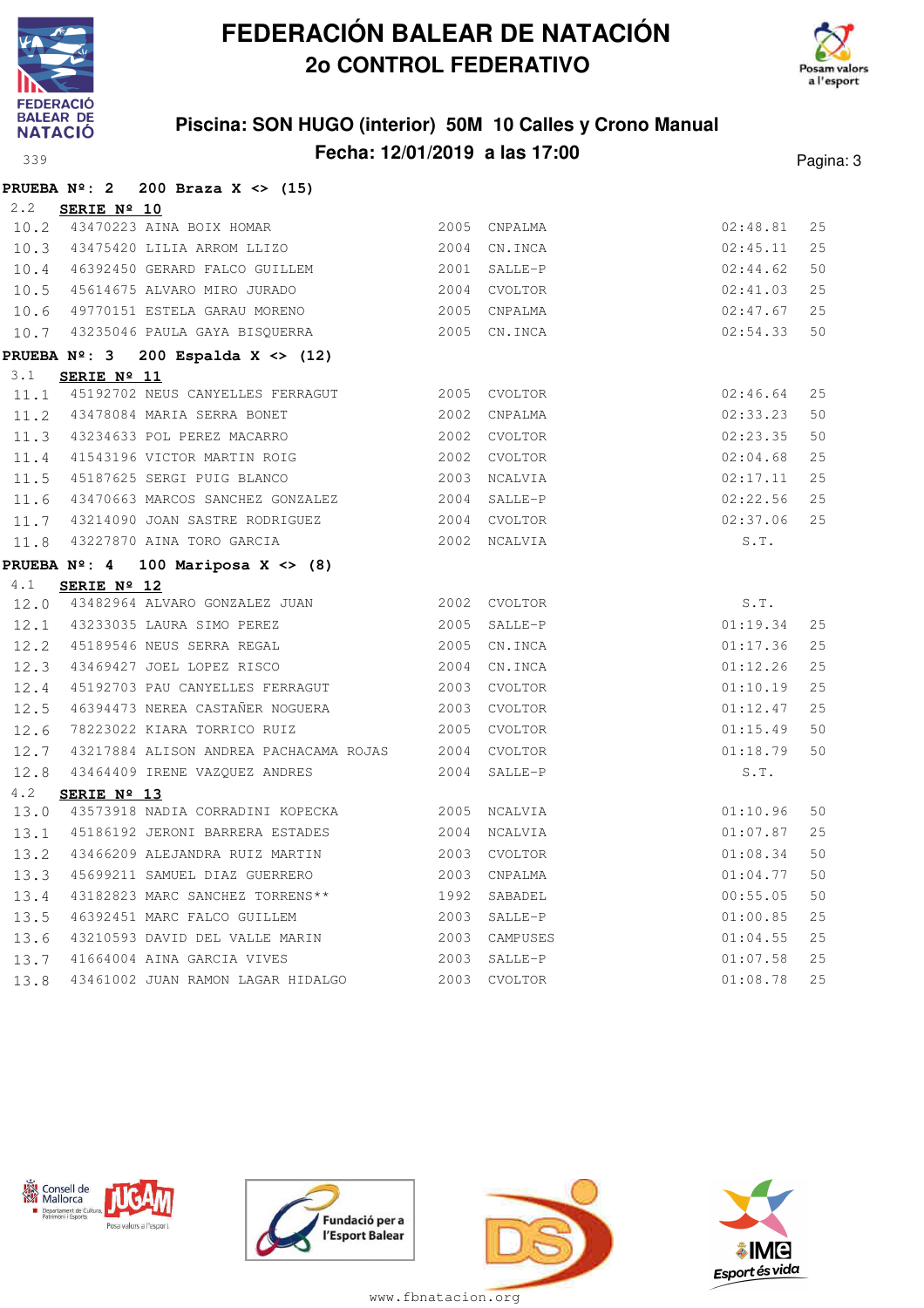# FEDERACIÓN BALEAR DE NATACIÓN
## 2o CONTROL FEDERATIVO

### Piscina: SON HUGO (interior) 50M 10 Calles y Crono Manual
### Fecha: 12/01/2019 a las 17:00

339

**PRUEBA Nº: 2 200 Braza X <> (15)**

2.2 **SERIE Nº 10**

| | | | | | | |
|---|---|---|---|---|---|---|
| 10.2 | 43470223 AINA BOIX HOMAR | 2005 | CNPALMA | 02:48.81 | 25 |
| 10.3 | 43475420 LILIA ARROM LLIZO | 2004 | CN.INCA | 02:45.11 | 25 |
| 10.4 | 46392450 GERARD FALCO GUILLEM | 2001 | SALLE-P | 02:44.62 | 50 |
| 10.5 | 45614675 ALVARO MIRO JURADO | 2004 | CVOLTOR | 02:41.03 | 25 |
| 10.6 | 49770151 ESTELA GARAU MORENO | 2005 | CNPALMA | 02:47.67 | 25 |
| 10.7 | 43235046 PAULA GAYA BISQUERRA | 2005 | CN.INCA | 02:54.33 | 50 |

**PRUEBA Nº: 3 200 Espalda X <> (12)**

3.1 **SERIE Nº 11**

| | | | | | |
|---|---|---|---|---|---|
| 11.1 | 45192702 NEUS CANYELLES FERRAGUT | 2005 | CVOLTOR | 02:46.64 | 25 |
| 11.2 | 43478084 MARIA SERRA BONET | 2002 | CNPALMA | 02:33.23 | 50 |
| 11.3 | 43234633 POL PEREZ MACARRO | 2002 | CVOLTOR | 02:23.35 | 50 |
| 11.4 | 41543196 VICTOR MARTIN ROIG | 2002 | CVOLTOR | 02:04.68 | 25 |
| 11.5 | 45187625 SERGI PUIG BLANCO | 2003 | NCALVIA | 02:17.11 | 25 |
| 11.6 | 43470663 MARCOS SANCHEZ GONZALEZ | 2004 | SALLE-P | 02:22.56 | 25 |
| 11.7 | 43214090 JOAN SASTRE RODRIGUEZ | 2004 | CVOLTOR | 02:37.06 | 25 |
| 11.8 | 43227870 AINA TORO GARCIA | 2002 | NCALVIA | S.T. | |

**PRUEBA Nº: 4 100 Mariposa X <> (8)**

4.1 **SERIE Nº 12**

| | | | | | |
|---|---|---|---|---|---|
| 12.0 | 43482964 ALVARO GONZALEZ JUAN | 2002 | CVOLTOR | S.T. | |
| 12.1 | 43233035 LAURA SIMO PEREZ | 2005 | SALLE-P | 01:19.34 | 25 |
| 12.2 | 45189546 NEUS SERRA REGAL | 2005 | CN.INCA | 01:17.36 | 25 |
| 12.3 | 43469427 JOEL LOPEZ RISCO | 2004 | CN.INCA | 01:12.26 | 25 |
| 12.4 | 45192703 PAU CANYELLES FERRAGUT | 2003 | CVOLTOR | 01:10.19 | 25 |
| 12.5 | 46394473 NEREA CASTAÑER NOGUERA | 2003 | CVOLTOR | 01:12.47 | 25 |
| 12.6 | 78223022 KIARA TORRICO RUIZ | 2005 | CVOLTOR | 01:15.49 | 50 |
| 12.7 | 43217884 ALISON ANDREA PACHACAMA ROJAS | 2004 | CVOLTOR | 01:18.79 | 50 |
| 12.8 | 43464409 IRENE VAZQUEZ ANDRES | 2004 | SALLE-P | S.T. | |

4.2 **SERIE Nº 13**

| | | | | | |
|---|---|---|---|---|---|
| 13.0 | 43573918 NADIA CORRADINI KOPECKA | 2005 | NCALVIA | 01:10.96 | 50 |
| 13.1 | 45186192 JERONI BARRERA ESTADES | 2004 | NCALVIA | 01:07.87 | 25 |
| 13.2 | 43466209 ALEJANDRA RUIZ MARTIN | 2003 | CVOLTOR | 01:08.34 | 50 |
| 13.3 | 45699211 SAMUEL DIAZ GUERRERO | 2003 | CNPALMA | 01:04.77 | 50 |
| 13.4 | 43182823 MARC SANCHEZ TORRENS** | 1992 | SABADEL | 00:55.05 | 50 |
| 13.5 | 46392451 MARC FALCO GUILLEM | 2003 | SALLE-P | 01:00.85 | 25 |
| 13.6 | 43210593 DAVID DEL VALLE MARIN | 2003 | CAMPUSES | 01:04.55 | 25 |
| 13.7 | 41664004 AINA GARCIA VIVES | 2003 | SALLE-P | 01:07.58 | 25 |
| 13.8 | 43461002 JUAN RAMON LAGAR HIDALGO | 2003 | CVOLTOR | 01:08.78 | 25 |

www.fbnatacion.org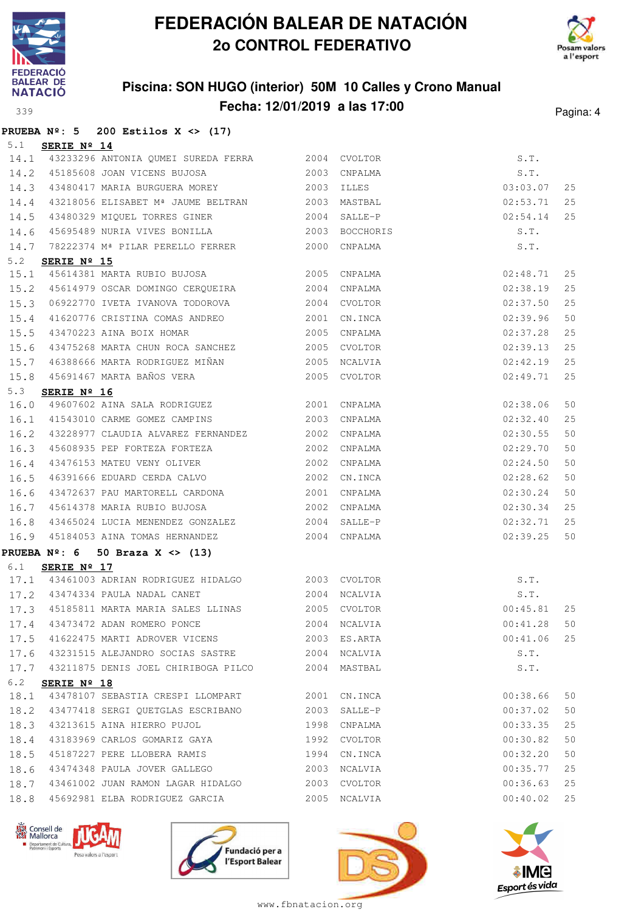# FEDERACIÓN BALEAR DE NATACIÓN
## 2o CONTROL FEDERATIVO

### Piscina: SON HUGO (interior) 50M 10 Calles y Crono Manual
### Fecha: 12/01/2019 a las 17:00

339

**PRUEBA Nº: 5 200 Estilos X <> (17)**

5.1 **SERIE Nº 14**

| | | | | | | |
|---|---|---|---|---|---|---|
| 14.1 | 43233296 | ANTONIA QUMEI SUREDA FERRA | 2004 | CVOLTOR | S.T. | |
| 14.2 | 45185608 | JOAN VICENS BUJOSA | 2003 | CNPALMA | S.T. | |
| 14.3 | 43480417 | MARIA BURGUERA MOREY | 2003 | ILLES | 03:03.07 | 25 |
| 14.4 | 43218056 | ELISABET Mª JAUME BELTRAN | 2003 | MASTBAL | 02:53.71 | 25 |
| 14.5 | 43480329 | MIQUEL TORRES GINER | 2004 | SALLE-P | 02:54.14 | 25 |
| 14.6 | 45695489 | NURIA VIVES BONILLA | 2003 | BOCCHORIS | S.T. | |
| 14.7 | 78222374 | Mª PILAR PERELLO FERRER | 2000 | CNPALMA | S.T. | |

5.2 **SERIE Nº 15**

| | | | | | | |
|---|---|---|---|---|---|---|
| 15.1 | 45614381 | MARTA RUBIO BUJOSA | 2005 | CNPALMA | 02:48.71 | 25 |
| 15.2 | 45614979 | OSCAR DOMINGO CERQUEIRA | 2004 | CNPALMA | 02:38.19 | 25 |
| 15.3 | 06922770 | IVETA IVANOVA TODOROVA | 2004 | CVOLTOR | 02:37.50 | 25 |
| 15.4 | 41620776 | CRISTINA COMAS ANDREO | 2001 | CN.INCA | 02:39.96 | 50 |
| 15.5 | 43470223 | AINA BOIX HOMAR | 2005 | CNPALMA | 02:37.28 | 25 |
| 15.6 | 43475268 | MARTA CHUN ROCA SANCHEZ | 2005 | CVOLTOR | 02:39.13 | 25 |
| 15.7 | 46388666 | MARTA RODRIGUEZ MIÑAN | 2005 | NCALVIA | 02:42.19 | 25 |
| 15.8 | 45691467 | MARTA BAÑOS VERA | 2005 | CVOLTOR | 02:49.71 | 25 |

5.3 **SERIE Nº 16**

| | | | | | | |
|---|---|---|---|---|---|---|
| 16.0 | 49607602 | AINA SALA RODRIGUEZ | 2001 | CNPALMA | 02:38.06 | 50 |
| 16.1 | 41543010 | CARME GOMEZ CAMPINS | 2003 | CNPALMA | 02:32.40 | 25 |
| 16.2 | 43228977 | CLAUDIA ALVAREZ FERNANDEZ | 2002 | CNPALMA | 02:30.55 | 50 |
| 16.3 | 45608935 | PEP FORTEZA FORTEZA | 2002 | CNPALMA | 02:29.70 | 50 |
| 16.4 | 43476153 | MATEU VENY OLIVER | 2002 | CNPALMA | 02:24.50 | 50 |
| 16.5 | 46391666 | EDUARD CERDA CALVO | 2002 | CN.INCA | 02:28.62 | 50 |
| 16.6 | 43472637 | PAU MARTORELL CARDONA | 2001 | CNPALMA | 02:30.24 | 50 |
| 16.7 | 45614378 | MARIA RUBIO BUJOSA | 2002 | CNPALMA | 02:30.34 | 25 |
| 16.8 | 43465024 | LUCIA MENENDEZ GONZALEZ | 2004 | SALLE-P | 02:32.71 | 25 |
| 16.9 | 45184053 | AINA TOMAS HERNANDEZ | 2004 | CNPALMA | 02:39.25 | 50 |

**PRUEBA Nº: 6 50 Braza X <> (13)**

6.1 **SERIE Nº 17**

| | | | | | | |
|---|---|---|---|---|---|---|
| 17.1 | 43461003 | ADRIAN RODRIGUEZ HIDALGO | 2003 | CVOLTOR | S.T. | |
| 17.2 | 43474334 | PAULA NADAL CANET | 2004 | NCALVIA | S.T. | |
| 17.3 | 45185811 | MARTA MARIA SALES LLINAS | 2005 | CVOLTOR | 00:45.81 | 25 |
| 17.4 | 43473472 | ADAN ROMERO PONCE | 2004 | NCALVIA | 00:41.28 | 50 |
| 17.5 | 41622475 | MARTI ADROVER VICENS | 2003 | ES.ARTA | 00:41.06 | 25 |
| 17.6 | 43231515 | ALEJANDRO SOCIAS SASTRE | 2004 | NCALVIA | S.T. | |
| 17.7 | 43211875 | DENIS JOEL CHIRIBOGA PILCO | 2004 | MASTBAL | S.T. | |

6.2 **SERIE Nº 18**

| | | | | | | |
|---|---|---|---|---|---|---|
| 18.1 | 43478107 | SEBASTIA CRESPI LLOMPART | 2001 | CN.INCA | 00:38.66 | 50 |
| 18.2 | 43477418 | SERGI QUETGLAS ESCRIBANO | 2003 | SALLE-P | 00:37.02 | 50 |
| 18.3 | 43213615 | AINA HIERRO PUJOL | 1998 | CNPALMA | 00:33.35 | 25 |
| 18.4 | 43183969 | CARLOS GOMARIZ GAYA | 1992 | CVOLTOR | 00:30.82 | 50 |
| 18.5 | 45187227 | PERE LLOBERA RAMIS | 1994 | CN.INCA | 00:32.20 | 50 |
| 18.6 | 43474348 | PAULA JOVER GALLEGO | 2003 | NCALVIA | 00:35.77 | 25 |
| 18.7 | 43461002 | JUAN RAMON LAGAR HIDALGO | 2003 | CVOLTOR | 00:36.63 | 25 |
| 18.8 | 45692981 | ELBA RODRIGUEZ GARCIA | 2005 | NCALVIA | 00:40.02 | 25 |

www.fbnatacion.org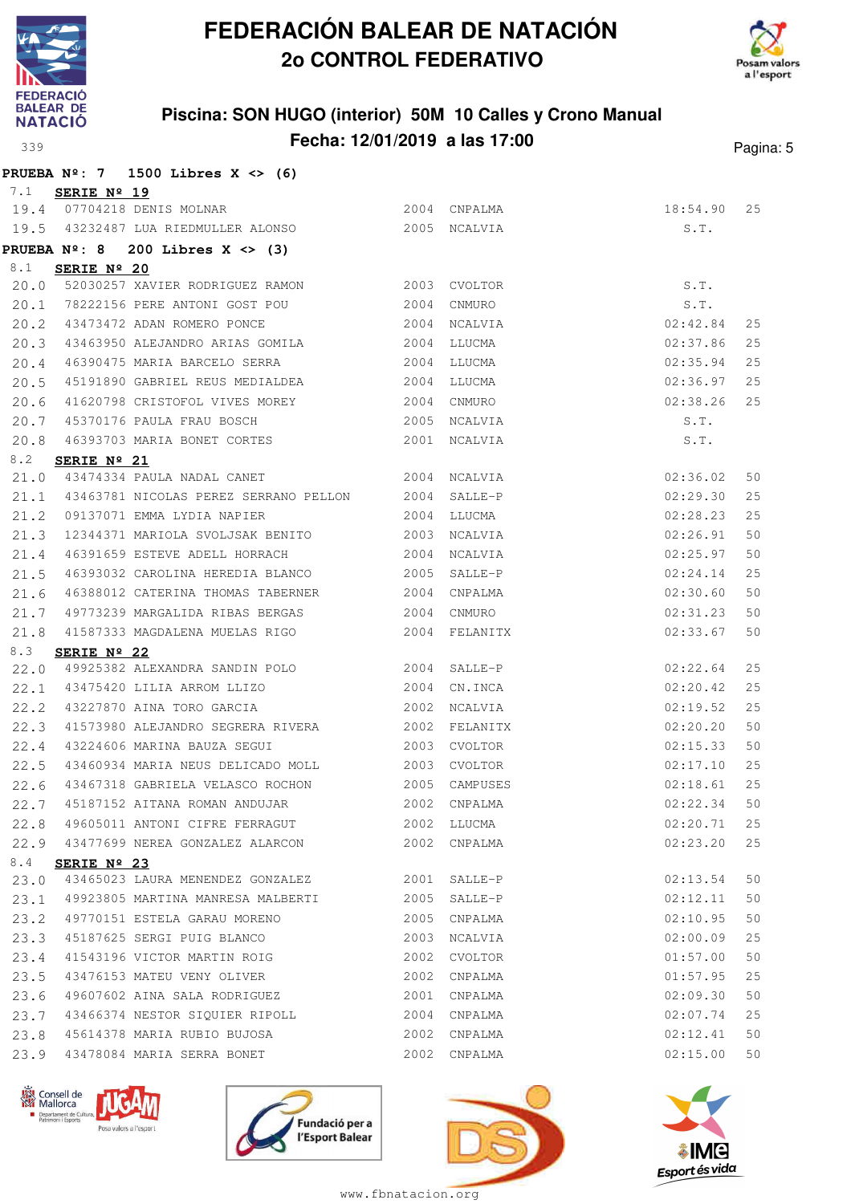# FEDERACIÓN BALEAR DE NATACIÓN
## 2o CONTROL FEDERATIVO

### Piscina: SON HUGO (interior) 50M 10 Calles y Crono Manual
### Fecha: 12/01/2019 a las 17:00

**PRUEBA Nº: 7 1500 Libres X <> (6)**

7.1 **SERIE Nº 19**

| | | | | | | |
|---|---|---|---|---|---|---|
| 19.4 | 07704218 | DENIS MOLNAR | 2004 | CNPALMA | 18:54.90 | 25 |
| 19.5 | 43232487 | LUA RIEDMULLER ALONSO | 2005 | NCALVIA | S.T. | |

**PRUEBA Nº: 8 200 Libres X <> (3)**

8.1 **SERIE Nº 20**

| | | | | | | |
|---|---|---|---|---|---|---|
| 20.0 | 52030257 | XAVIER RODRIGUEZ RAMON | 2003 | CVOLTOR | S.T. | |
| 20.1 | 78222156 | PERE ANTONI GOST POU | 2004 | CNMURO | S.T. | |
| 20.2 | 43473472 | ADAN ROMERO PONCE | 2004 | NCALVIA | 02:42.84 | 25 |
| 20.3 | 43463950 | ALEJANDRO ARIAS GOMILA | 2004 | LLUCMA | 02:37.86 | 25 |
| 20.4 | 46390475 | MARIA BARCELO SERRA | 2004 | LLUCMA | 02:35.94 | 25 |
| 20.5 | 45191890 | GABRIEL REUS MEDIALDEA | 2004 | LLUCMA | 02:36.97 | 25 |
| 20.6 | 41620798 | CRISTOFOL VIVES MOREY | 2004 | CNMURO | 02:38.26 | 25 |
| 20.7 | 45370176 | PAULA FRAU BOSCH | 2005 | NCALVIA | S.T. | |
| 20.8 | 46393703 | MARIA BONET CORTES | 2001 | NCALVIA | S.T. | |

8.2 **SERIE Nº 21**

| | | | | | | |
|---|---|---|---|---|---|---|
| 21.0 | 43474334 | PAULA NADAL CANET | 2004 | NCALVIA | 02:36.02 | 50 |
| 21.1 | 43463781 | NICOLAS PEREZ SERRANO PELLON | 2004 | SALLE-P | 02:29.30 | 25 |
| 21.2 | 09137071 | EMMA LYDIA NAPIER | 2004 | LLUCMA | 02:28.23 | 25 |
| 21.3 | 12344371 | MARIOLA SVOLJSAK BENITO | 2003 | NCALVIA | 02:26.91 | 50 |
| 21.4 | 46391659 | ESTEVE ADELL HORRACH | 2004 | NCALVIA | 02:25.97 | 50 |
| 21.5 | 46393032 | CAROLINA HEREDIA BLANCO | 2005 | SALLE-P | 02:24.14 | 25 |
| 21.6 | 46388012 | CATERINA THOMAS TABERNER | 2004 | CNPALMA | 02:30.60 | 50 |
| 21.7 | 49773239 | MARGALIDA RIBAS BERGAS | 2004 | CNMURO | 02:31.23 | 50 |
| 21.8 | 41587333 | MAGDALENA MUELAS RIGO | 2004 | FELANITX | 02:33.67 | 50 |

8.3 **SERIE Nº 22**

| | | | | | | |
|---|---|---|---|---|---|---|
| 22.0 | 49925382 | ALEXANDRA SANDIN POLO | 2004 | SALLE-P | 02:22.64 | 25 |
| 22.1 | 43475420 | LILIA ARROM LLIZO | 2004 | CN.INCA | 02:20.42 | 25 |
| 22.2 | 43227870 | AINA TORO GARCIA | 2002 | NCALVIA | 02:19.52 | 25 |
| 22.3 | 41573980 | ALEJANDRO SEGRERA RIVERA | 2002 | FELANITX | 02:20.20 | 50 |
| 22.4 | 43224606 | MARINA BAUZA SEGUI | 2003 | CVOLTOR | 02:15.33 | 50 |
| 22.5 | 43460934 | MARIA NEUS DELICADO MOLL | 2003 | CVOLTOR | 02:17.10 | 25 |
| 22.6 | 43467318 | GABRIELA VELASCO ROCHON | 2005 | CAMPUSES | 02:18.61 | 25 |
| 22.7 | 45187152 | AITANA ROMAN ANDUJAR | 2002 | CNPALMA | 02:22.34 | 50 |
| 22.8 | 49605011 | ANTONI CIFRE FERRAGUT | 2002 | LLUCMA | 02:20.71 | 25 |
| 22.9 | 43477699 | NEREA GONZALEZ ALARCON | 2002 | CNPALMA | 02:23.20 | 25 |

8.4 **SERIE Nº 23**

| | | | | | | |
|---|---|---|---|---|---|---|
| 23.0 | 43465023 | LAURA MENENDEZ GONZALEZ | 2001 | SALLE-P | 02:13.54 | 50 |
| 23.1 | 49923805 | MARTINA MANRESA MALBERTI | 2005 | SALLE-P | 02:12.11 | 50 |
| 23.2 | 49770151 | ESTELA GARAU MORENO | 2005 | CNPALMA | 02:10.95 | 50 |
| 23.3 | 45187625 | SERGI PUIG BLANCO | 2003 | NCALVIA | 02:00.09 | 25 |
| 23.4 | 41543196 | VICTOR MARTIN ROIG | 2002 | CVOLTOR | 01:57.00 | 50 |
| 23.5 | 43476153 | MATEU VENY OLIVER | 2002 | CNPALMA | 01:57.95 | 25 |
| 23.6 | 49607602 | AINA SALA RODRIGUEZ | 2001 | CNPALMA | 02:09.30 | 50 |
| 23.7 | 43466374 | NESTOR SIQUIER RIPOLL | 2004 | CNPALMA | 02:07.74 | 25 |
| 23.8 | 45614378 | MARIA RUBIO BUJOSA | 2002 | CNPALMA | 02:12.41 | 50 |
| 23.9 | 43478084 | MARIA SERRA BONET | 2002 | CNPALMA | 02:15.00 | 50 |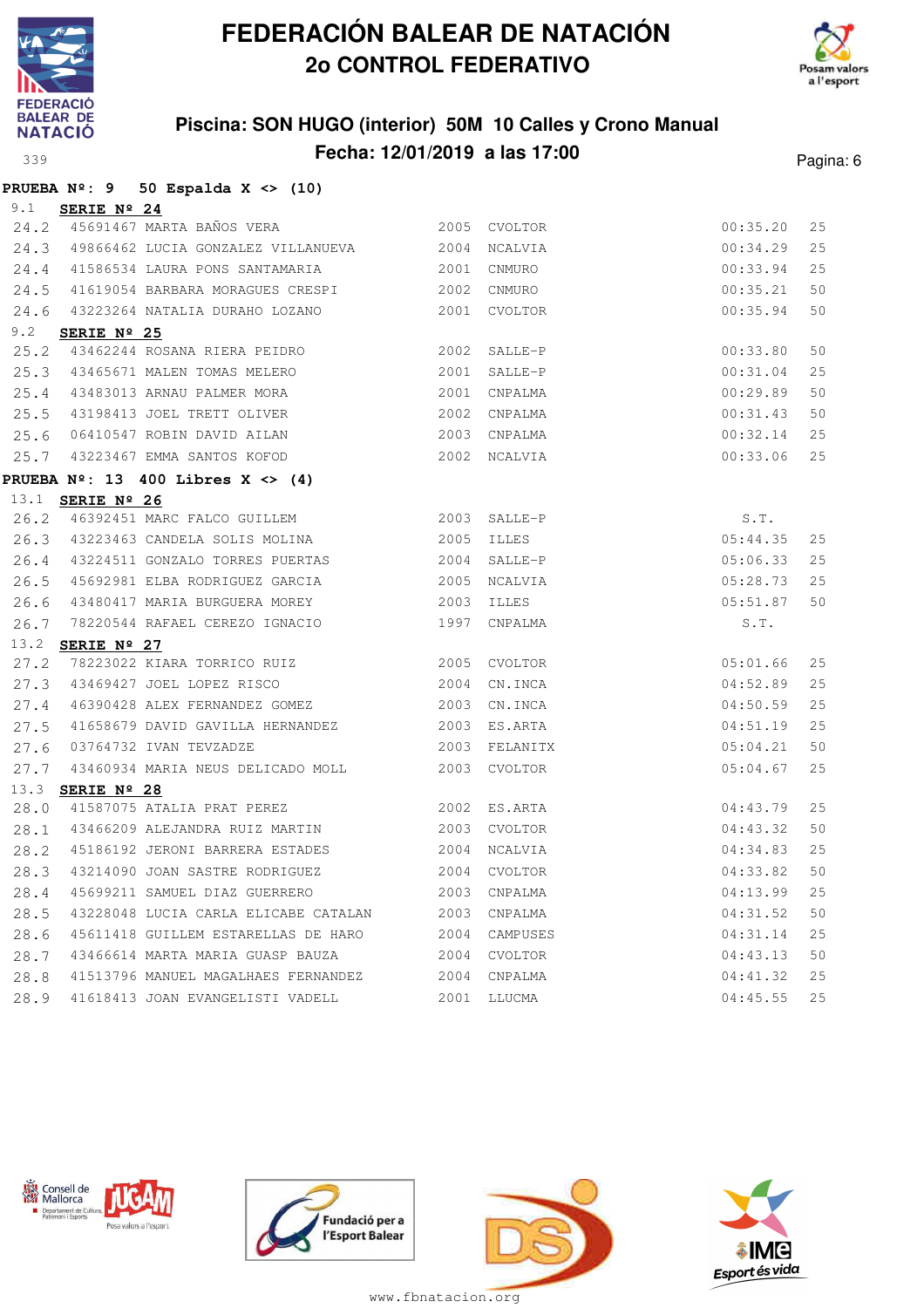# FEDERACIÓN BALEAR DE NATACIÓN
## 2o CONTROL FEDERATIVO

### Piscina: SON HUGO (interior) 50M 10 Calles y Crono Manual
### Fecha: 12/01/2019 a las 17:00

339

**PRUEBA Nº: 9 50 Espalda X <> (10)**

9.1 **SERIE Nº 24**

| | | | | | | |
|---|---|---|---|---|---|---|
| 24.2 | 45691467 | MARTA BAÑOS VERA | 2005 | CVOLTOR | 00:35.20 | 25 |
| 24.3 | 49866462 | LUCIA GONZALEZ VILLANUEVA | 2004 | NCALVIA | 00:34.29 | 25 |
| 24.4 | 41586534 | LAURA PONS SANTAMARIA | 2001 | CNMURO | 00:33.94 | 25 |
| 24.5 | 41619054 | BARBARA MORAGUES CRESPI | 2002 | CNMURO | 00:35.21 | 50 |
| 24.6 | 43223264 | NATALIA DURAHO LOZANO | 2001 | CVOLTOR | 00:35.94 | 50 |

9.2 **SERIE Nº 25**

| | | | | | | |
|---|---|---|---|---|---|---|
| 25.2 | 43462244 | ROSANA RIERA PEIDRO | 2002 | SALLE-P | 00:33.80 | 50 |
| 25.3 | 43465671 | MALEN TOMAS MELERO | 2001 | SALLE-P | 00:31.04 | 25 |
| 25.4 | 43483013 | ARNAU PALMER MORA | 2001 | CNPALMA | 00:29.89 | 50 |
| 25.5 | 43198413 | JOEL TRETT OLIVER | 2002 | CNPALMA | 00:31.43 | 50 |
| 25.6 | 06410547 | ROBIN DAVID AILAN | 2003 | CNPALMA | 00:32.14 | 25 |
| 25.7 | 43223467 | EMMA SANTOS KOFOD | 2002 | NCALVIA | 00:33.06 | 25 |

**PRUEBA Nº: 13 400 Libres X <> (4)**

13.1 **SERIE Nº 26**

| | | | | | | |
|---|---|---|---|---|---|---|
| 26.2 | 46392451 | MARC FALCO GUILLEM | 2003 | SALLE-P | S.T. | |
| 26.3 | 43223463 | CANDELA SOLIS MOLINA | 2005 | ILLES | 05:44.35 | 25 |
| 26.4 | 43224511 | GONZALO TORRES PUERTAS | 2004 | SALLE-P | 05:06.33 | 25 |
| 26.5 | 45692981 | ELBA RODRIGUEZ GARCIA | 2005 | NCALVIA | 05:28.73 | 25 |
| 26.6 | 43480417 | MARIA BURGUERA MOREY | 2003 | ILLES | 05:51.87 | 50 |
| 26.7 | 78220544 | RAFAEL CEREZO IGNACIO | 1997 | CNPALMA | S.T. | |

13.2 **SERIE Nº 27**

| | | | | | | |
|---|---|---|---|---|---|---|
| 27.2 | 78223022 | KIARA TORRICO RUIZ | 2005 | CVOLTOR | 05:01.66 | 25 |
| 27.3 | 43469427 | JOEL LOPEZ RISCO | 2004 | CN.INCA | 04:52.89 | 25 |
| 27.4 | 46390428 | ALEX FERNANDEZ GOMEZ | 2003 | CN.INCA | 04:50.59 | 25 |
| 27.5 | 41658679 | DAVID GAVILLA HERNANDEZ | 2003 | ES.ARTA | 04:51.19 | 25 |
| 27.6 | 03764732 | IVAN TEVZADZE | 2003 | FELANITX | 05:04.21 | 50 |
| 27.7 | 43460934 | MARIA NEUS DELICADO MOLL | 2003 | CVOLTOR | 05:04.67 | 25 |

13.3 **SERIE Nº 28**

| | | | | | | |
|---|---|---|---|---|---|---|
| 28.0 | 41587075 | ATALIA PRAT PEREZ | 2002 | ES.ARTA | 04:43.79 | 25 |
| 28.1 | 43466209 | ALEJANDRA RUIZ MARTIN | 2003 | CVOLTOR | 04:43.32 | 50 |
| 28.2 | 45186192 | JERONI BARRERA ESTADES | 2004 | NCALVIA | 04:34.83 | 25 |
| 28.3 | 43214090 | JOAN SASTRE RODRIGUEZ | 2004 | CVOLTOR | 04:33.82 | 50 |
| 28.4 | 45699211 | SAMUEL DIAZ GUERRERO | 2003 | CNPALMA | 04:13.99 | 25 |
| 28.5 | 43228048 | LUCIA CARLA ELICABE CATALAN | 2003 | CNPALMA | 04:31.52 | 50 |
| 28.6 | 45611418 | GUILLEM ESTARELLAS DE HARO | 2004 | CAMPUSES | 04:31.14 | 25 |
| 28.7 | 43466614 | MARTA MARIA GUASP BAUZA | 2004 | CVOLTOR | 04:43.13 | 50 |
| 28.8 | 41513796 | MANUEL MAGALHAES FERNANDEZ | 2004 | CNPALMA | 04:41.32 | 25 |
| 28.9 | 41618413 | JOAN EVANGELISTI VADELL | 2001 | LLUCMA | 04:45.55 | 25 |

www.fbnatacion.org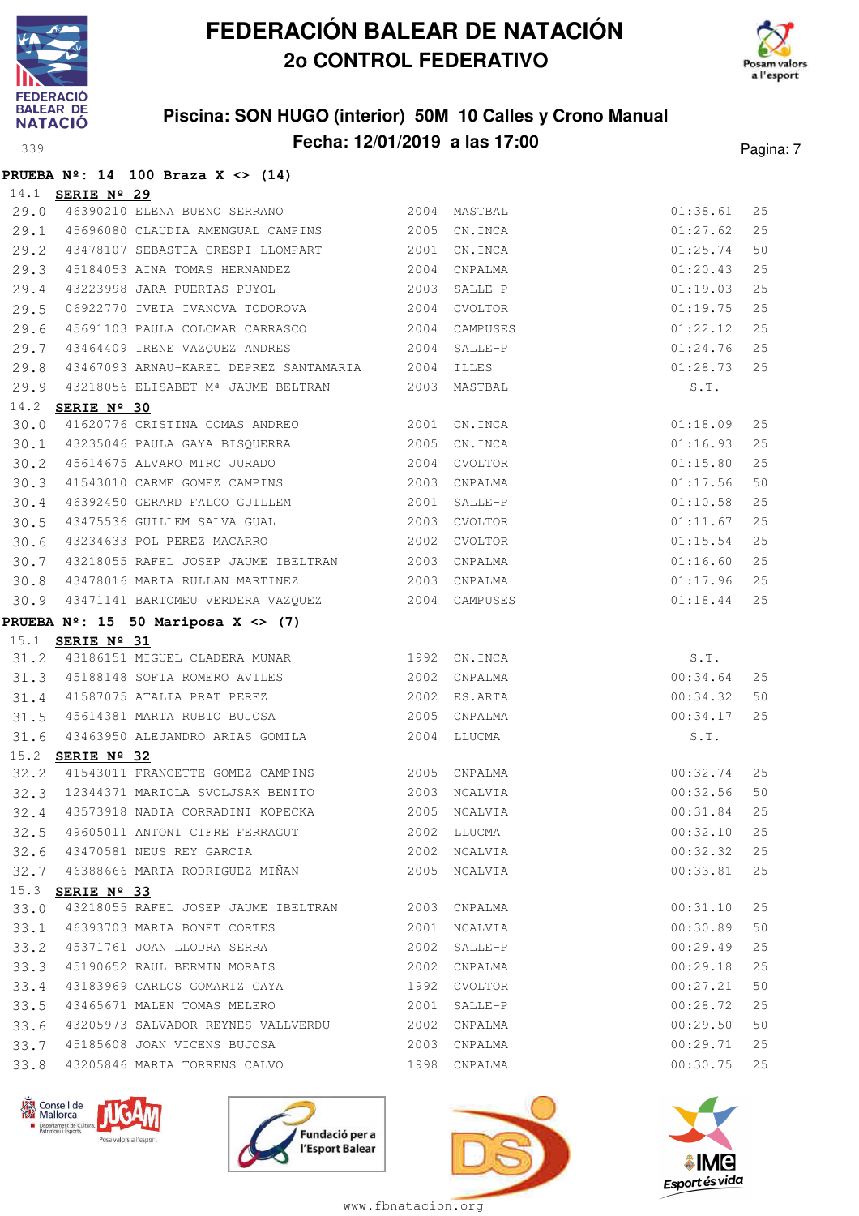# FEDERACIÓN BALEAR DE NATACIÓN
## 2o CONTROL FEDERATIVO

### Piscina: SON HUGO (interior) 50M 10 Calles y Crono Manual
### Fecha: 12/01/2019 a las 17:00

339

**PRUEBA Nº: 14 100 Braza X <> (14)**

14.1 **SERIE Nº 29**

| | | | | | | |
|---|---|---|---|---|---|---|
| 29.0 | 46390210 | ELENA BUENO SERRANO | 2004 | MASTBAL | 01:38.61 | 25 |
| 29.1 | 45696080 | CLAUDIA AMENGUAL CAMPINS | 2005 | CN.INCA | 01:27.62 | 25 |
| 29.2 | 43478107 | SEBASTIA CRESPI LLOMPART | 2001 | CN.INCA | 01:25.74 | 50 |
| 29.3 | 45184053 | AINA TOMAS HERNANDEZ | 2004 | CNPALMA | 01:20.43 | 25 |
| 29.4 | 43223998 | JARA PUERTAS PUYOL | 2003 | SALLE-P | 01:19.03 | 25 |
| 29.5 | 06922770 | IVETA IVANOVA TODOROVA | 2004 | CVOLTOR | 01:19.75 | 25 |
| 29.6 | 45691103 | PAULA COLOMAR CARRASCO | 2004 | CAMPUSES | 01:22.12 | 25 |
| 29.7 | 43464409 | IRENE VAZQUEZ ANDRES | 2004 | SALLE-P | 01:24.76 | 25 |
| 29.8 | 43467093 | ARNAU-KAREL DEPREZ SANTAMARIA | 2004 | ILLES | 01:28.73 | 25 |
| 29.9 | 43218056 | ELISABET Mª JAUME BELTRAN | 2003 | MASTBAL | S.T. | |

14.2 **SERIE Nº 30**

| | | | | | | |
|---|---|---|---|---|---|---|
| 30.0 | 41620776 | CRISTINA COMAS ANDREO | 2001 | CN.INCA | 01:18.09 | 25 |
| 30.1 | 43235046 | PAULA GAYA BISQUERRA | 2005 | CN.INCA | 01:16.93 | 25 |
| 30.2 | 45614675 | ALVARO MIRO JURADO | 2004 | CVOLTOR | 01:15.80 | 25 |
| 30.3 | 41543010 | CARME GOMEZ CAMPINS | 2003 | CNPALMA | 01:17.56 | 50 |
| 30.4 | 46392450 | GERARD FALCO GUILLEM | 2001 | SALLE-P | 01:10.58 | 25 |
| 30.5 | 43475536 | GUILLEM SALVA GUAL | 2003 | CVOLTOR | 01:11.67 | 25 |
| 30.6 | 43234633 | POL PEREZ MACARRO | 2002 | CVOLTOR | 01:15.54 | 25 |
| 30.7 | 43218055 | RAFEL JOSEP JAUME IBELTRAN | 2003 | CNPALMA | 01:16.60 | 25 |
| 30.8 | 43478016 | MARIA RULLAN MARTINEZ | 2003 | CNPALMA | 01:17.96 | 25 |
| 30.9 | 43471141 | BARTOMEU VERDERA VAZQUEZ | 2004 | CAMPUSES | 01:18.44 | 25 |

**PRUEBA Nº: 15 50 Mariposa X <> (7)**

15.1 **SERIE Nº 31**

| | | | | | | |
|---|---|---|---|---|---|---|
| 31.2 | 43186151 | MIGUEL CLADERA MUNAR | 1992 | CN.INCA | S.T. | |
| 31.3 | 45188148 | SOFIA ROMERO AVILES | 2002 | CNPALMA | 00:34.64 | 25 |
| 31.4 | 41587075 | ATALIA PRAT PEREZ | 2002 | ES.ARTA | 00:34.32 | 50 |
| 31.5 | 45614381 | MARTA RUBIO BUJOSA | 2005 | CNPALMA | 00:34.17 | 25 |
| 31.6 | 43463950 | ALEJANDRO ARIAS GOMILA | 2004 | LLUCMA | S.T. | |

15.2 **SERIE Nº 32**

| | | | | | | |
|---|---|---|---|---|---|---|
| 32.2 | 41543011 | FRANCETTE GOMEZ CAMPINS | 2005 | CNPALMA | 00:32.74 | 25 |
| 32.3 | 12344371 | MARIOLA SVOLJSAK BENITO | 2003 | NCALVIA | 00:32.56 | 50 |
| 32.4 | 43573918 | NADIA CORRADINI KOPECKA | 2005 | NCALVIA | 00:31.84 | 25 |
| 32.5 | 49605011 | ANTONI CIFRE FERRAGUT | 2002 | LLUCMA | 00:32.10 | 25 |
| 32.6 | 43470581 | NEUS REY GARCIA | 2002 | NCALVIA | 00:32.32 | 25 |
| 32.7 | 46388666 | MARTA RODRIGUEZ MIÑAN | 2005 | NCALVIA | 00:33.81 | 25 |

15.3 **SERIE Nº 33**

| | | | | | | |
|---|---|---|---|---|---|---|
| 33.0 | 43218055 | RAFEL JOSEP JAUME IBELTRAN | 2003 | CNPALMA | 00:31.10 | 25 |
| 33.1 | 46393703 | MARIA BONET CORTES | 2001 | NCALVIA | 00:30.89 | 50 |
| 33.2 | 45371761 | JOAN LLODRA SERRA | 2002 | SALLE-P | 00:29.49 | 25 |
| 33.3 | 45190652 | RAUL BERMIN MORAIS | 2002 | CNPALMA | 00:29.18 | 25 |
| 33.4 | 43183969 | CARLOS GOMARIZ GAYA | 1992 | CVOLTOR | 00:27.21 | 50 |
| 33.5 | 43465671 | MALEN TOMAS MELERO | 2001 | SALLE-P | 00:28.72 | 25 |
| 33.6 | 43205973 | SALVADOR REYNES VALLVERDU | 2002 | CNPALMA | 00:29.50 | 50 |
| 33.7 | 45185608 | JOAN VICENS BUJOSA | 2003 | CNPALMA | 00:29.71 | 25 |
| 33.8 | 43205846 | MARTA TORRENS CALVO | 1998 | CNPALMA | 00:30.75 | 25 |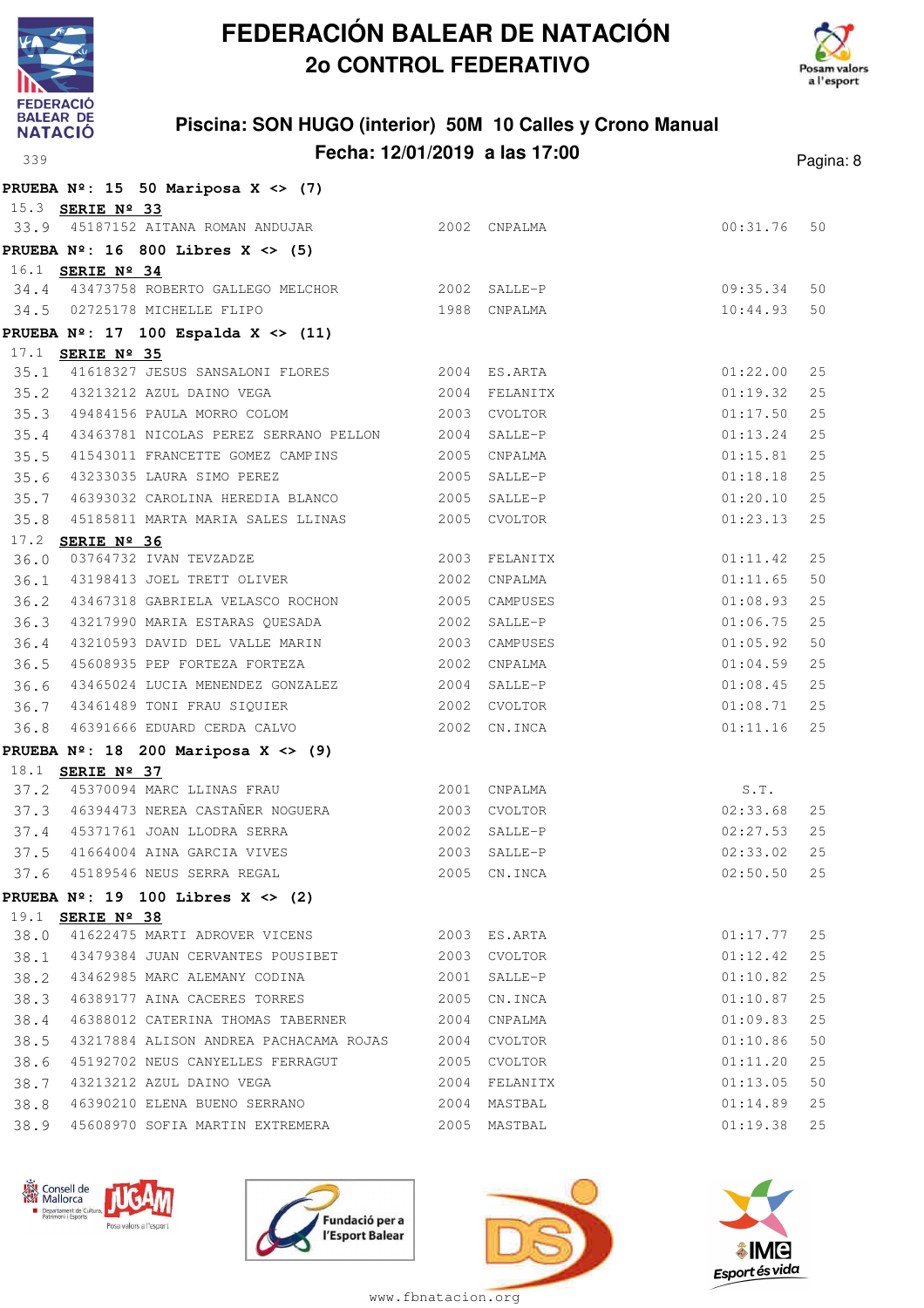# FEDERACIÓN BALEAR DE NATACIÓN

## 2o CONTROL FEDERATIVO

### Piscina: SON HUGO (interior) 50M 10 Calles y Crono Manual

### Fecha: 12/01/2019 a las 17:00

339

**PRUEBA Nº: 15 50 Mariposa X <> (7)**

15.3 **SERIE Nº 33**

| | | | | | | |
|---|---|---|---|---|---|---|
| 33.9 | 45187152 | AITANA ROMAN ANDUJAR | 2002 | CNPALMA | 00:31.76 | 50 |

**PRUEBA Nº: 16 800 Libres X <> (5)**

16.1 **SERIE Nº 34**

| | | | | | | |
|---|---|---|---|---|---|---|
| 34.4 | 43473758 | ROBERTO GALLEGO MELCHOR | 2002 | SALLE-P | 09:35.34 | 50 |
| 34.5 | 02725178 | MICHELLE FLIPO | 1988 | CNPALMA | 10:44.93 | 50 |

**PRUEBA Nº: 17 100 Espalda X <> (11)**

17.1 **SERIE Nº 35**

| | | | | | | |
|---|---|---|---|---|---|---|
| 35.1 | 41618327 | JESUS SANSALONI FLORES | 2004 | ES.ARTA | 01:22.00 | 25 |
| 35.2 | 43213212 | AZUL DAINO VEGA | 2004 | FELANITX | 01:19.32 | 25 |
| 35.3 | 49484156 | PAULA MORRO COLOM | 2003 | CVOLTOR | 01:17.50 | 25 |
| 35.4 | 43463781 | NICOLAS PEREZ SERRANO PELLON | 2004 | SALLE-P | 01:13.24 | 25 |
| 35.5 | 41543011 | FRANCETTE GOMEZ CAMPINS | 2005 | CNPALMA | 01:15.81 | 25 |
| 35.6 | 43233035 | LAURA SIMO PEREZ | 2005 | SALLE-P | 01:18.18 | 25 |
| 35.7 | 46393032 | CAROLINA HEREDIA BLANCO | 2005 | SALLE-P | 01:20.10 | 25 |
| 35.8 | 45185811 | MARTA MARIA SALES LLINAS | 2005 | CVOLTOR | 01:23.13 | 25 |

17.2 **SERIE Nº 36**

| | | | | | | |
|---|---|---|---|---|---|---|
| 36.0 | 03764732 | IVAN TEVZADZE | 2003 | FELANITX | 01:11.42 | 25 |
| 36.1 | 43198413 | JOEL TRETT OLIVER | 2002 | CNPALMA | 01:11.65 | 50 |
| 36.2 | 43467318 | GABRIELA VELASCO ROCHON | 2005 | CAMPUSES | 01:08.93 | 25 |
| 36.3 | 43217990 | MARIA ESTARAS QUESADA | 2002 | SALLE-P | 01:06.75 | 25 |
| 36.4 | 43210593 | DAVID DEL VALLE MARIN | 2003 | CAMPUSES | 01:05.92 | 50 |
| 36.5 | 45608935 | PEP FORTEZA FORTEZA | 2002 | CNPALMA | 01:04.59 | 25 |
| 36.6 | 43465024 | LUCIA MENENDEZ GONZALEZ | 2004 | SALLE-P | 01:08.45 | 25 |
| 36.7 | 43461489 | TONI FRAU SIQUIER | 2002 | CVOLTOR | 01:08.71 | 25 |
| 36.8 | 46391666 | EDUARD CERDA CALVO | 2002 | CN.INCA | 01:11.16 | 25 |

**PRUEBA Nº: 18 200 Mariposa X <> (9)**

18.1 **SERIE Nº 37**

| | | | | | | |
|---|---|---|---|---|---|---|
| 37.2 | 45370094 | MARC LLINAS FRAU | 2001 | CNPALMA | S.T. | |
| 37.3 | 46394473 | NEREA CASTAÑER NOGUERA | 2003 | CVOLTOR | 02:33.68 | 25 |
| 37.4 | 45371761 | JOAN LLODRA SERRA | 2002 | SALLE-P | 02:27.53 | 25 |
| 37.5 | 41664004 | AINA GARCIA VIVES | 2003 | SALLE-P | 02:33.02 | 25 |
| 37.6 | 45189546 | NEUS SERRA REGAL | 2005 | CN.INCA | 02:50.50 | 25 |

**PRUEBA Nº: 19 100 Libres X <> (2)**

19.1 **SERIE Nº 38**

| | | | | | | |
|---|---|---|---|---|---|---|
| 38.0 | 41622475 | MARTI ADROVER VICENS | 2003 | ES.ARTA | 01:17.77 | 25 |
| 38.1 | 43479384 | JUAN CERVANTES POUSIBET | 2003 | CVOLTOR | 01:12.42 | 25 |
| 38.2 | 43462985 | MARC ALEMANY CODINA | 2001 | SALLE-P | 01:10.82 | 25 |
| 38.3 | 46389177 | AINA CACERES TORRES | 2005 | CN.INCA | 01:10.87 | 25 |
| 38.4 | 46388012 | CATERINA THOMAS TABERNER | 2004 | CNPALMA | 01:09.83 | 25 |
| 38.5 | 43217884 | ALISON ANDREA PACHACAMA ROJAS | 2004 | CVOLTOR | 01:10.86 | 50 |
| 38.6 | 45192702 | NEUS CANYELLES FERRAGUT | 2005 | CVOLTOR | 01:11.20 | 25 |
| 38.7 | 43213212 | AZUL DAINO VEGA | 2004 | FELANITX | 01:13.05 | 50 |
| 38.8 | 46390210 | ELENA BUENO SERRANO | 2004 | MASTBAL | 01:14.89 | 25 |
| 38.9 | 45608970 | SOFIA MARTIN EXTREMERA | 2005 | MASTBAL | 01:19.38 | 25 |

www.fbnatacion.org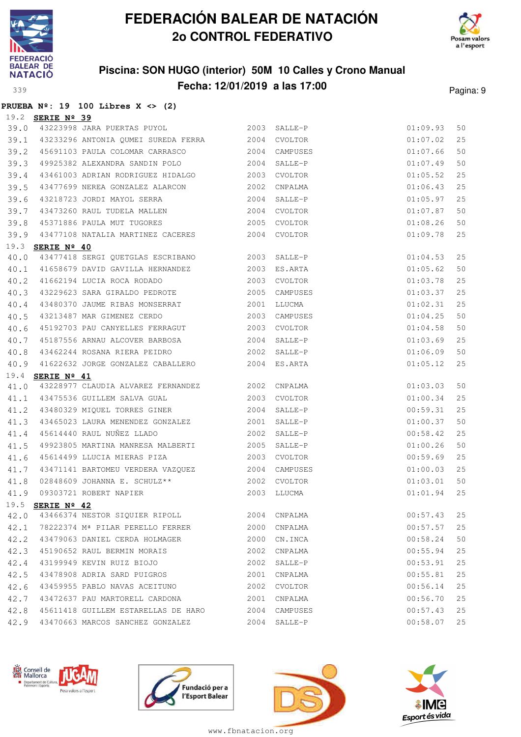# FEDERACIÓN BALEAR DE NATACIÓN
## 2o CONTROL FEDERATIVO

### Piscina: SON HUGO (interior) 50M 10 Calles y Crono Manual
### Fecha: 12/01/2019 a las 17:00

**PRUEBA Nº: 19 100 Libres X <> (2)**

19.2 **SERIE Nº 39**

| | | | | | | |
|---|---|---|---|---|---|---|
| 39.0 | 43223998 | JARA PUERTAS PUYOL | 2003 | SALLE-P | 01:09.93 | 50 |
| 39.1 | 43233296 | ANTONIA QUMEI SUREDA FERRA | 2004 | CVOLTOR | 01:07.02 | 25 |
| 39.2 | 45691103 | PAULA COLOMAR CARRASCO | 2004 | CAMPUSES | 01:07.66 | 50 |
| 39.3 | 49925382 | ALEXANDRA SANDIN POLO | 2004 | SALLE-P | 01:07.49 | 50 |
| 39.4 | 43461003 | ADRIAN RODRIGUEZ HIDALGO | 2003 | CVOLTOR | 01:05.52 | 25 |
| 39.5 | 43477699 | NEREA GONZALEZ ALARCON | 2002 | CNPALMA | 01:06.43 | 25 |
| 39.6 | 43218723 | JORDI MAYOL SERRA | 2004 | SALLE-P | 01:05.97 | 25 |
| 39.7 | 43473260 | RAUL TUDELA MALLEN | 2004 | CVOLTOR | 01:07.87 | 50 |
| 39.8 | 45371886 | PAULA MUT TUGORES | 2005 | CVOLTOR | 01:08.26 | 50 |
| 39.9 | 43477108 | NATALIA MARTINEZ CACERES | 2004 | CVOLTOR | 01:09.78 | 25 |

19.3 **SERIE Nº 40**

| | | | | | | |
|---|---|---|---|---|---|---|
| 40.0 | 43477418 | SERGI QUETGLAS ESCRIBANO | 2003 | SALLE-P | 01:04.53 | 25 |
| 40.1 | 41658679 | DAVID GAVILLA HERNANDEZ | 2003 | ES.ARTA | 01:05.62 | 50 |
| 40.2 | 41662194 | LUCIA ROCA RODADO | 2003 | CVOLTOR | 01:03.78 | 25 |
| 40.3 | 43229623 | SARA GIRALDO PEDROTE | 2005 | CAMPUSES | 01:03.37 | 25 |
| 40.4 | 43480370 | JAUME RIBAS MONSERRAT | 2001 | LLUCMA | 01:02.31 | 25 |
| 40.5 | 43213487 | MAR GIMENEZ CERDO | 2003 | CAMPUSES | 01:04.25 | 50 |
| 40.6 | 45192703 | PAU CANYELLES FERRAGUT | 2003 | CVOLTOR | 01:04.58 | 50 |
| 40.7 | 45187556 | ARNAU ALCOVER BARBOSA | 2004 | SALLE-P | 01:03.69 | 25 |
| 40.8 | 43462244 | ROSANA RIERA PEIDRO | 2002 | SALLE-P | 01:06.09 | 50 |
| 40.9 | 41622632 | JORGE GONZALEZ CABALLERO | 2004 | ES.ARTA | 01:05.12 | 25 |

19.4 **SERIE Nº 41**

| | | | | | | |
|---|---|---|---|---|---|---|
| 41.0 | 43228977 | CLAUDIA ALVAREZ FERNANDEZ | 2002 | CNPALMA | 01:03.03 | 50 |
| 41.1 | 43475536 | GUILLEM SALVA GUAL | 2003 | CVOLTOR | 01:00.34 | 25 |
| 41.2 | 43480329 | MIQUEL TORRES GINER | 2004 | SALLE-P | 00:59.31 | 25 |
| 41.3 | 43465023 | LAURA MENENDEZ GONZALEZ | 2001 | SALLE-P | 01:00.37 | 50 |
| 41.4 | 45614440 | RAUL NUÑEZ LLADO | 2002 | SALLE-P | 00:58.42 | 25 |
| 41.5 | 49923805 | MARTINA MANRESA MALBERTI | 2005 | SALLE-P | 01:00.26 | 50 |
| 41.6 | 45614499 | LLUCIA MIERAS PIZA | 2003 | CVOLTOR | 00:59.69 | 25 |
| 41.7 | 43471141 | BARTOMEU VERDERA VAZQUEZ | 2004 | CAMPUSES | 01:00.03 | 25 |
| 41.8 | 02848609 | JOHANNA E. SCHULZ** | 2002 | CVOLTOR | 01:03.01 | 50 |
| 41.9 | 09303721 | ROBERT NAPIER | 2003 | LLUCMA | 01:01.94 | 25 |

19.5 **SERIE Nº 42**

| | | | | | | |
|---|---|---|---|---|---|---|
| 42.0 | 43466374 | NESTOR SIQUIER RIPOLL | 2004 | CNPALMA | 00:57.43 | 25 |
| 42.1 | 78222374 | Mª PILAR PERELLO FERRER | 2000 | CNPALMA | 00:57.57 | 25 |
| 42.2 | 43479063 | DANIEL CERDA HOLMAGER | 2000 | CN.INCA | 00:58.24 | 50 |
| 42.3 | 45190652 | RAUL BERMIN MORAIS | 2002 | CNPALMA | 00:55.94 | 25 |
| 42.4 | 43199949 | KEVIN RUIZ BIOJO | 2002 | SALLE-P | 00:53.91 | 25 |
| 42.5 | 43478908 | ADRIA SARD PUIGROS | 2001 | CNPALMA | 00:55.81 | 25 |
| 42.6 | 43459955 | PABLO NAVAS ACEITUNO | 2002 | CVOLTOR | 00:56.14 | 25 |
| 42.7 | 43472637 | PAU MARTORELL CARDONA | 2001 | CNPALMA | 00:56.70 | 25 |
| 42.8 | 45611418 | GUILLEM ESTARELLAS DE HARO | 2004 | CAMPUSES | 00:57.43 | 25 |
| 42.9 | 43470663 | MARCOS SANCHEZ GONZALEZ | 2004 | SALLE-P | 00:58.07 | 25 |

www.fbnatacion.org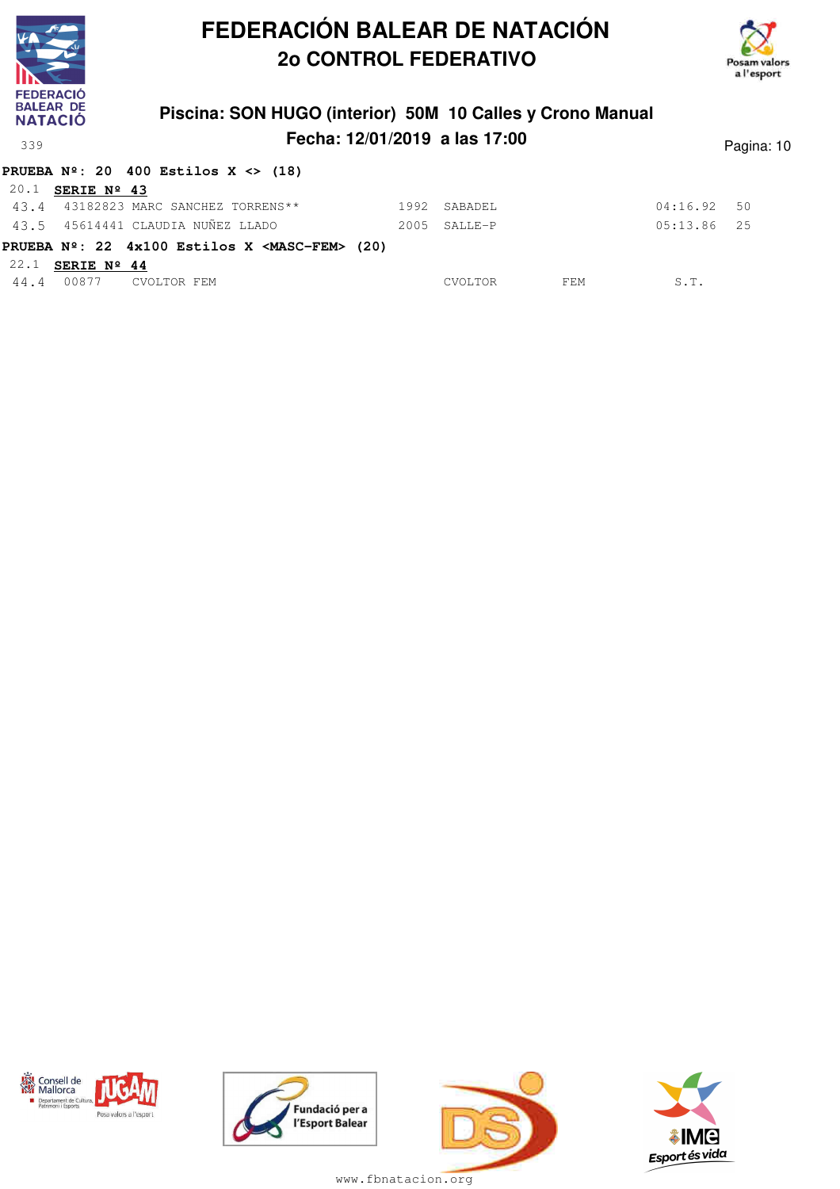# FEDERACIÓN BALEAR DE NATACIÓN

## 2o CONTROL FEDERATIVO

### Piscina: SON HUGO (interior) 50M 10 Calles y Crono Manual

### Fecha: 12/01/2019 a las 17:00

339

**PRUEBA Nº: 20 400 Estilos X <> (18)**

20.1 **SERIE Nº 43**

| | | | | | | |
|---|---|---|---|---|---|---|
| 43.4 | 43182823 | MARC SANCHEZ TORRENS** | 1992 | SABADEL | 04:16.92 | 50 |
| 43.5 | 45614441 | CLAUDIA NUÑEZ LLADO | 2005 | SALLE-P | 05:13.86 | 25 |

**PRUEBA Nº: 22 4x100 Estilos X <MASC-FEM> (20)**

22.1 **SERIE Nº 44**

| | | | | | |
|---|---|---|---|---|---|
| 44.4 | 00877 | CVOLTOR FEM | CVOLTOR | FEM | S.T. |

www.fbnatacion.org